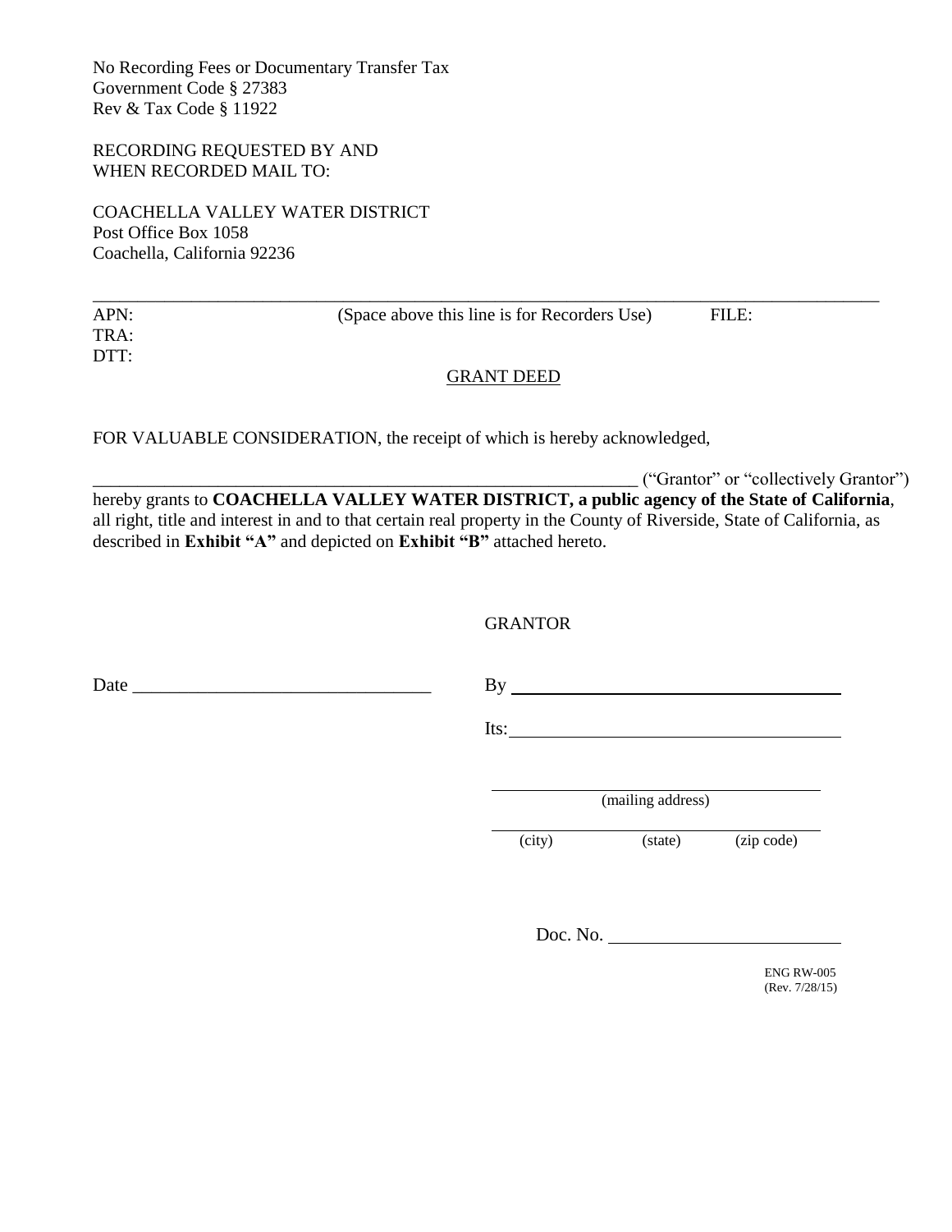No Recording Fees or Documentary Transfer Tax
Government Code § 27383
Rev & Tax Code § 11922

RECORDING REQUESTED BY AND
WHEN RECORDED MAIL TO:

COACHELLA VALLEY WATER DISTRICT
Post Office Box 1058
Coachella, California 92236

---

APN: (Space above this line is for Recorders Use) FILE:
TRA:
DTT:

## GRANT DEED

FOR VALUABLE CONSIDERATION, the receipt of which is hereby acknowledged,

_____________________________________________________________ ("Grantor" or "collectively Grantor") hereby grants to **COACHELLA VALLEY WATER DISTRICT, a public agency of the State of California**, all right, title and interest in and to that certain real property in the County of Riverside, State of California, as described in **Exhibit "A"** and depicted on **Exhibit "B"** attached hereto.

GRANTOR

Date ________________________________

By ____________________________________

Its: ____________________________________

____________________________________
(mailing address)

____________________________________
(city) (state) (zip code)

Doc. No. ________________________

ENG RW-005
(Rev. 7/28/15)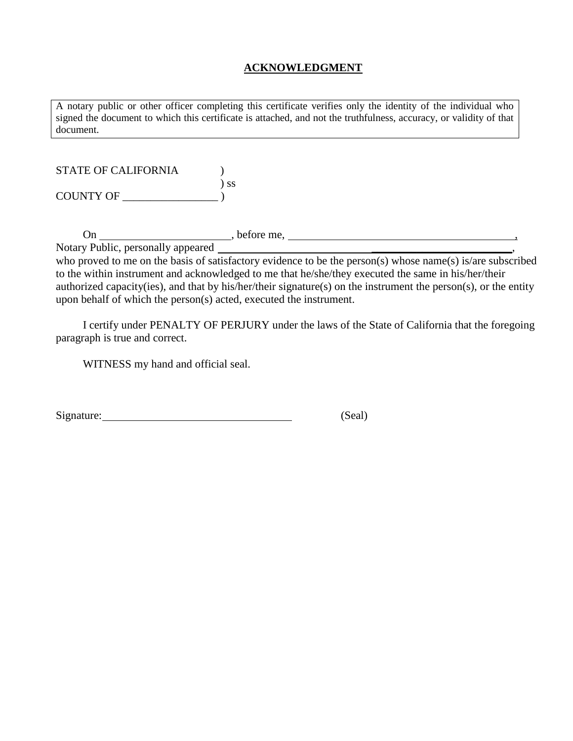**ACKNOWLEDGMENT**

A notary public or other officer completing this certificate verifies only the identity of the individual who signed the document to which this certificate is attached, and not the truthfulness, accuracy, or validity of that document.

STATE OF CALIFORNIA )
) ss
COUNTY OF _________________ )

On ________________________, before me, __________________________________________, Notary Public, personally appeared ______________________________________________________, who proved to me on the basis of satisfactory evidence to be the person(s) whose name(s) is/are subscribed to the within instrument and acknowledged to me that he/she/they executed the same in his/her/their authorized capacity(ies), and that by his/her/their signature(s) on the instrument the person(s), or the entity upon behalf of which the person(s) acted, executed the instrument.

I certify under PENALTY OF PERJURY under the laws of the State of California that the foregoing paragraph is true and correct.

WITNESS my hand and official seal.

Signature:__________________________________ (Seal)